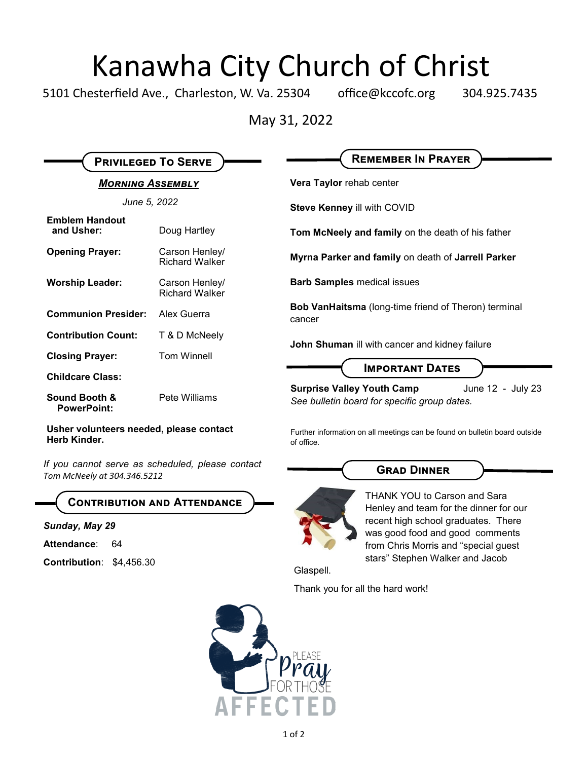# Kanawha City Church of Christ

5101 Chesterfield Ave., Charleston, W. Va. 25304    office@kccofc.org    304.925.7435

May 31, 2022

## Privileged To Serve

***Morning Assembly***

*June 5, 2022*

| | |
|---|---|
| **Emblem Handout and Usher:** | Doug Hartley |
| **Opening Prayer:** | Carson Henley/ Richard Walker |
| **Worship Leader:** | Carson Henley/ Richard Walker |
| **Communion Presider:** | Alex Guerra |
| **Contribution Count:** | T & D McNeely |
| **Closing Prayer:** | Tom Winnell |
| **Childcare Class:** | |
| **Sound Booth & PowerPoint:** | Pete Williams |

**Usher volunteers needed, please contact Herb Kinder.**

*If you cannot serve as scheduled, please contact Tom McNeely at 304.346.5212*

## Contribution and Attendance

***Sunday, May 29***

**Attendance**: 64

**Contribution**: $4,456.30

## Remember In Prayer

**Vera Taylor** rehab center

**Steve Kenney** ill with COVID

**Tom McNeely and family** on the death of his father

**Myrna Parker and family** on death of **Jarrell Parker**

**Barb Samples** medical issues

**Bob VanHaitsma** (long-time friend of Theron) terminal cancer

**John Shuman** ill with cancer and kidney failure

## Important Dates

**Surprise Valley Youth Camp** June 12 - July 23
*See bulletin board for specific group dates.*

Further information on all meetings can be found on bulletin board outside of office.

## Grad Dinner

THANK YOU to Carson and Sara Henley and team for the dinner for our recent high school graduates. There was good food and good comments from Chris Morris and "special guest stars" Stephen Walker and Jacob Glaspell.

Thank you for all the hard work!

PLEASE Pray FOR THOSE AFFECTED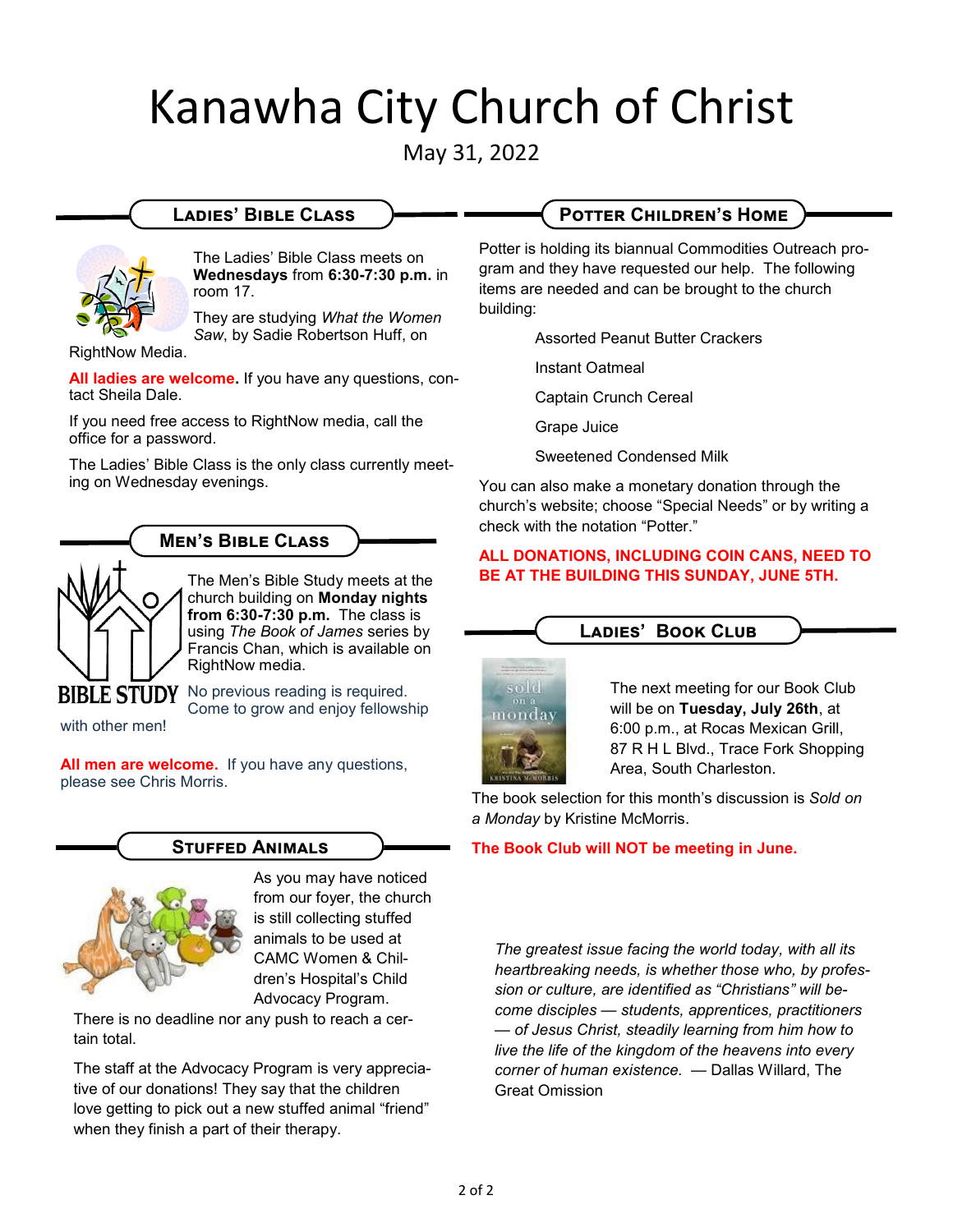# Kanawha City Church of Christ

May 31, 2022

## Ladies' Bible Class

The Ladies' Bible Class meets on **Wednesdays** from **6:30-7:30 p.m.** in room 17.

They are studying *What the Women Saw*, by Sadie Robertson Huff, on RightNow Media.

**All ladies are welcome.** If you have any questions, contact Sheila Dale.

If you need free access to RightNow media, call the office for a password.

The Ladies' Bible Class is the only class currently meeting on Wednesday evenings.

## Men's Bible Class

The Men's Bible Study meets at the church building on **Monday nights from 6:30-7:30 p.m.** The class is using *The Book of James* series by Francis Chan, which is available on RightNow media.

No previous reading is required. Come to grow and enjoy fellowship with other men!

**All men are welcome.** If you have any questions, please see Chris Morris.

## Stuffed Animals

As you may have noticed from our foyer, the church is still collecting stuffed animals to be used at CAMC Women & Children's Hospital's Child Advocacy Program.

There is no deadline nor any push to reach a certain total.

The staff at the Advocacy Program is very appreciative of our donations! They say that the children love getting to pick out a new stuffed animal "friend" when they finish a part of their therapy.

## Potter Children's Home

Potter is holding its biannual Commodities Outreach program and they have requested our help. The following items are needed and can be brought to the church building:

- Assorted Peanut Butter Crackers
- Instant Oatmeal
- Captain Crunch Cereal
- Grape Juice
- Sweetened Condensed Milk

You can also make a monetary donation through the church's website; choose "Special Needs" or by writing a check with the notation "Potter."

**ALL DONATIONS, INCLUDING COIN CANS, NEED TO BE AT THE BUILDING THIS SUNDAY, JUNE 5TH.**

## Ladies' Book Club

The next meeting for our Book Club will be on **Tuesday, July 26th**, at 6:00 p.m., at Rocas Mexican Grill, 87 R H L Blvd., Trace Fork Shopping Area, South Charleston.

The book selection for this month's discussion is *Sold on a Monday* by Kristine McMorris.

**The Book Club will NOT be meeting in June.**

*The greatest issue facing the world today, with all its heartbreaking needs, is whether those who, by profession or culture, are identified as "Christians" will become disciples — students, apprentices, practitioners — of Jesus Christ, steadily learning from him how to live the life of the kingdom of the heavens into every corner of human existence.* — Dallas Willard, The Great Omission